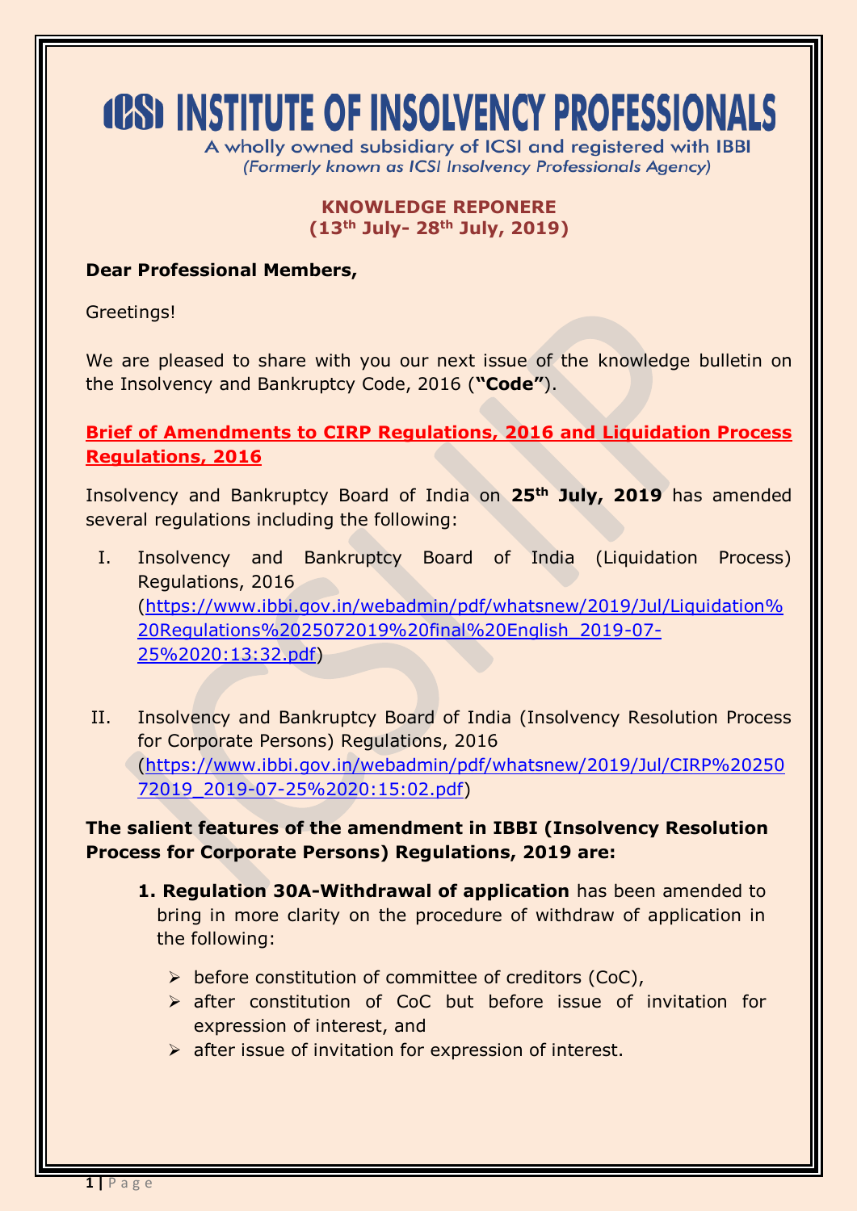# ICSI INSTITUTE OF INSOLVENCY PROFESSIONALS

A wholly owned subsidiary of ICSI and registered with IBBI
*(Formerly known as ICSI Insolvency Professionals Agency)*

**KNOWLEDGE REPONERE**
**(13th July- 28th July, 2019)**

**Dear Professional Members,**

Greetings!

We are pleased to share with you our next issue of the knowledge bulletin on the Insolvency and Bankruptcy Code, 2016 (**"Code"**).

## Brief of Amendments to CIRP Regulations, 2016 and Liquidation Process Regulations, 2016

Insolvency and Bankruptcy Board of India on **25th July, 2019** has amended several regulations including the following:

I. Insolvency and Bankruptcy Board of India (Liquidation Process) Regulations, 2016 (https://www.ibbi.gov.in/webadmin/pdf/whatsnew/2019/Jul/Liquidation%20Regulations%2025072019%20final%20English_2019-07-25%2020:13:32.pdf)

II. Insolvency and Bankruptcy Board of India (Insolvency Resolution Process for Corporate Persons) Regulations, 2016 (https://www.ibbi.gov.in/webadmin/pdf/whatsnew/2019/Jul/CIRP%2025072019_2019-07-25%2020:15:02.pdf)

**The salient features of the amendment in IBBI (Insolvency Resolution Process for Corporate Persons) Regulations, 2019 are:**

1. **Regulation 30A-Withdrawal of application** has been amended to bring in more clarity on the procedure of withdraw of application in the following:
   - before constitution of committee of creditors (CoC),
   - after constitution of CoC but before issue of invitation for expression of interest, and
   - after issue of invitation for expression of interest.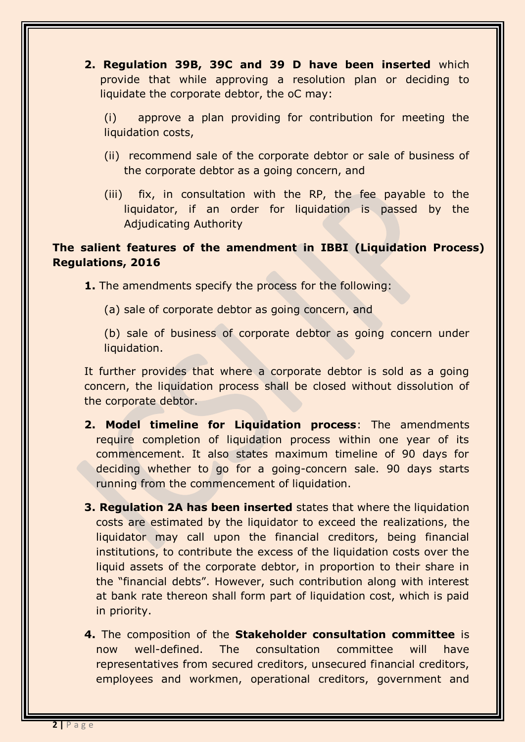2. **Regulation 39B, 39C and 39 D have been inserted** which provide that while approving a resolution plan or deciding to liquidate the corporate debtor, the oC may:

   (i) approve a plan providing for contribution for meeting the liquidation costs,

   (ii) recommend sale of the corporate debtor or sale of business of the corporate debtor as a going concern, and

   (iii) fix, in consultation with the RP, the fee payable to the liquidator, if an order for liquidation is passed by the Adjudicating Authority

**The salient features of the amendment in IBBI (Liquidation Process) Regulations, 2016**

**1.** The amendments specify the process for the following:

   (a) sale of corporate debtor as going concern, and

   (b) sale of business of corporate debtor as going concern under liquidation.

It further provides that where a corporate debtor is sold as a going concern, the liquidation process shall be closed without dissolution of the corporate debtor.

**2. Model timeline for Liquidation process**: The amendments require completion of liquidation process within one year of its commencement. It also states maximum timeline of 90 days for deciding whether to go for a going-concern sale. 90 days starts running from the commencement of liquidation.

**3. Regulation 2A has been inserted** states that where the liquidation costs are estimated by the liquidator to exceed the realizations, the liquidator may call upon the financial creditors, being financial institutions, to contribute the excess of the liquidation costs over the liquid assets of the corporate debtor, in proportion to their share in the "financial debts". However, such contribution along with interest at bank rate thereon shall form part of liquidation cost, which is paid in priority.

**4.** The composition of the **Stakeholder consultation committee** is now well-defined. The consultation committee will have representatives from secured creditors, unsecured financial creditors, employees and workmen, operational creditors, government and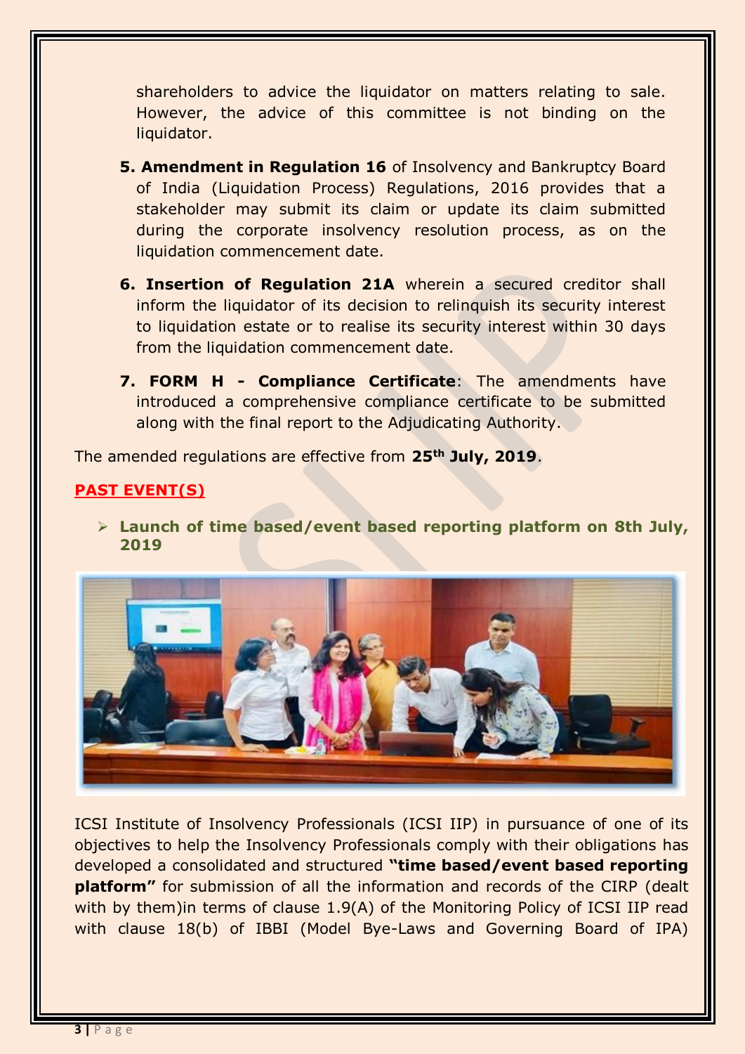shareholders to advice the liquidator on matters relating to sale. However, the advice of this committee is not binding on the liquidator.

5. **Amendment in Regulation 16** of Insolvency and Bankruptcy Board of India (Liquidation Process) Regulations, 2016 provides that a stakeholder may submit its claim or update its claim submitted during the corporate insolvency resolution process, as on the liquidation commencement date.

6. **Insertion of Regulation 21A** wherein a secured creditor shall inform the liquidator of its decision to relinquish its security interest to liquidation estate or to realise its security interest within 30 days from the liquidation commencement date.

7. **FORM H - Compliance Certificate**: The amendments have introduced a comprehensive compliance certificate to be submitted along with the final report to the Adjudicating Authority.

The amended regulations are effective from **25th July, 2019**.

## PAST EVENT(S)

- **Launch of time based/event based reporting platform on 8th July, 2019**

ICSI Institute of Insolvency Professionals (ICSI IIP) in pursuance of one of its objectives to help the Insolvency Professionals comply with their obligations has developed a consolidated and structured **"time based/event based reporting platform"** for submission of all the information and records of the CIRP (dealt with by them)in terms of clause 1.9(A) of the Monitoring Policy of ICSI IIP read with clause 18(b) of IBBI (Model Bye-Laws and Governing Board of IPA)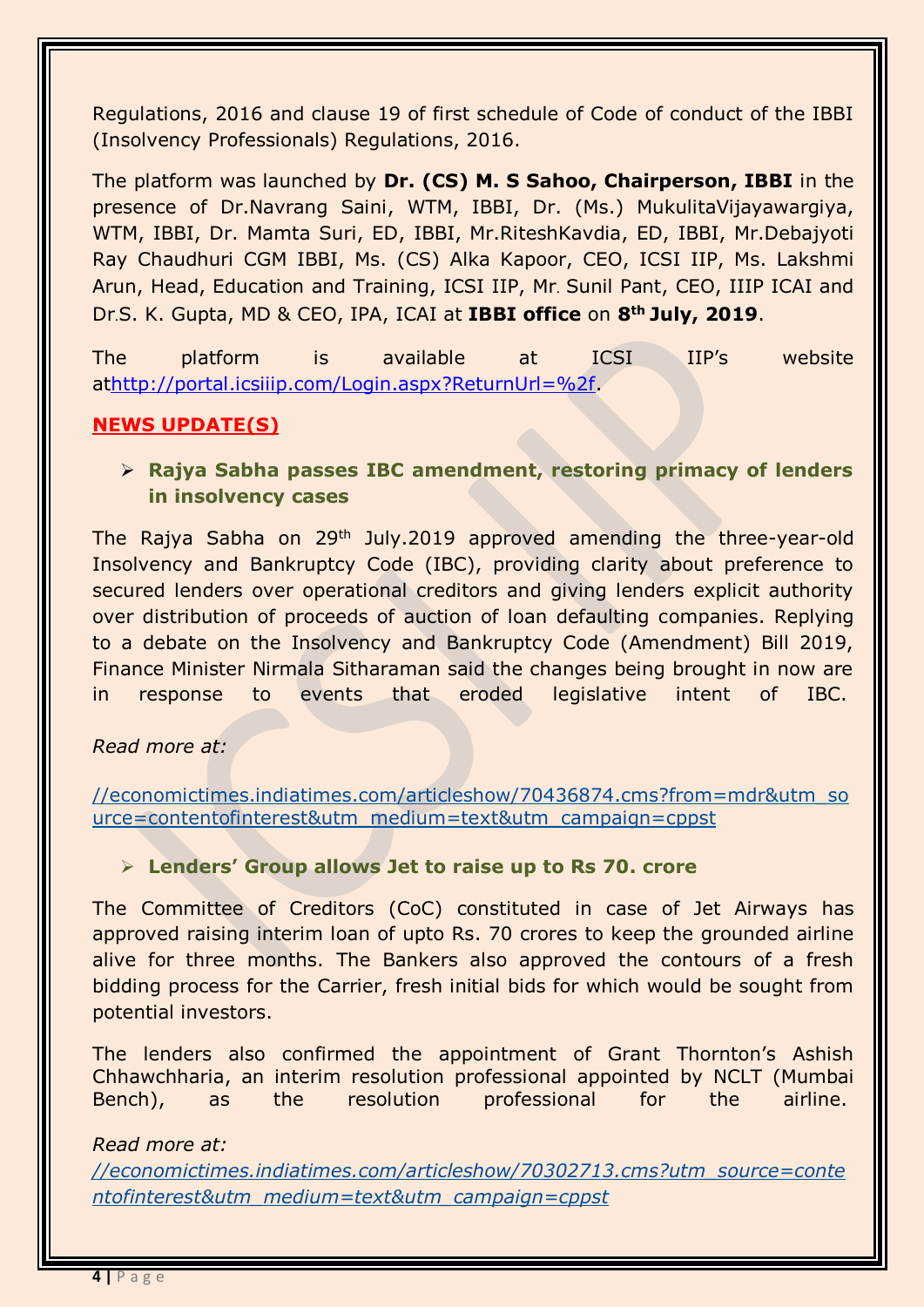Regulations, 2016 and clause 19 of first schedule of Code of conduct of the IBBI (Insolvency Professionals) Regulations, 2016.

The platform was launched by **Dr. (CS) M. S Sahoo, Chairperson, IBBI** in the presence of Dr.Navrang Saini, WTM, IBBI, Dr. (Ms.) MukulitaVijayawargiya, WTM, IBBI, Dr. Mamta Suri, ED, IBBI, Mr.RiteshKavdia, ED, IBBI, Mr.Debajyoti Ray Chaudhuri CGM IBBI, Ms. (CS) Alka Kapoor, CEO, ICSI IIP, Ms. Lakshmi Arun, Head, Education and Training, ICSI IIP, Mr. Sunil Pant, CEO, IIIP ICAI and Dr.S. K. Gupta, MD & CEO, IPA, ICAI at **IBBI office** on **8th July, 2019**.

The platform is available at ICSI IIP's website at[http://portal.icsiiip.com/Login.aspx?ReturnUrl=%2f](http://portal.icsiiip.com/Login.aspx?ReturnUrl=%2f).

## NEWS UPDATE(S)

- **Rajya Sabha passes IBC amendment, restoring primacy of lenders in insolvency cases**

The Rajya Sabha on 29th July.2019 approved amending the three-year-old Insolvency and Bankruptcy Code (IBC), providing clarity about preference to secured lenders over operational creditors and giving lenders explicit authority over distribution of proceeds of auction of loan defaulting companies. Replying to a debate on the Insolvency and Bankruptcy Code (Amendment) Bill 2019, Finance Minister Nirmala Sitharaman said the changes being brought in now are in response to events that eroded legislative intent of IBC.

*Read more at:*

[//economictimes.indiatimes.com/articleshow/70436874.cms?from=mdr&utm_source=contentofinterest&utm_medium=text&utm_campaign=cppst](//economictimes.indiatimes.com/articleshow/70436874.cms?from=mdr&utm_source=contentofinterest&utm_medium=text&utm_campaign=cppst)

- **Lenders' Group allows Jet to raise up to Rs 70. crore**

The Committee of Creditors (CoC) constituted in case of Jet Airways has approved raising interim loan of upto Rs. 70 crores to keep the grounded airline alive for three months. The Bankers also approved the contours of a fresh bidding process for the Carrier, fresh initial bids for which would be sought from potential investors.

The lenders also confirmed the appointment of Grant Thornton's Ashish Chhawchharia, an interim resolution professional appointed by NCLT (Mumbai Bench), as the resolution professional for the airline.

*Read more at:*
*[//economictimes.indiatimes.com/articleshow/70302713.cms?utm_source=contentofinterest&utm_medium=text&utm_campaign=cppst](//economictimes.indiatimes.com/articleshow/70302713.cms?utm_source=contentofinterest&utm_medium=text&utm_campaign=cppst)*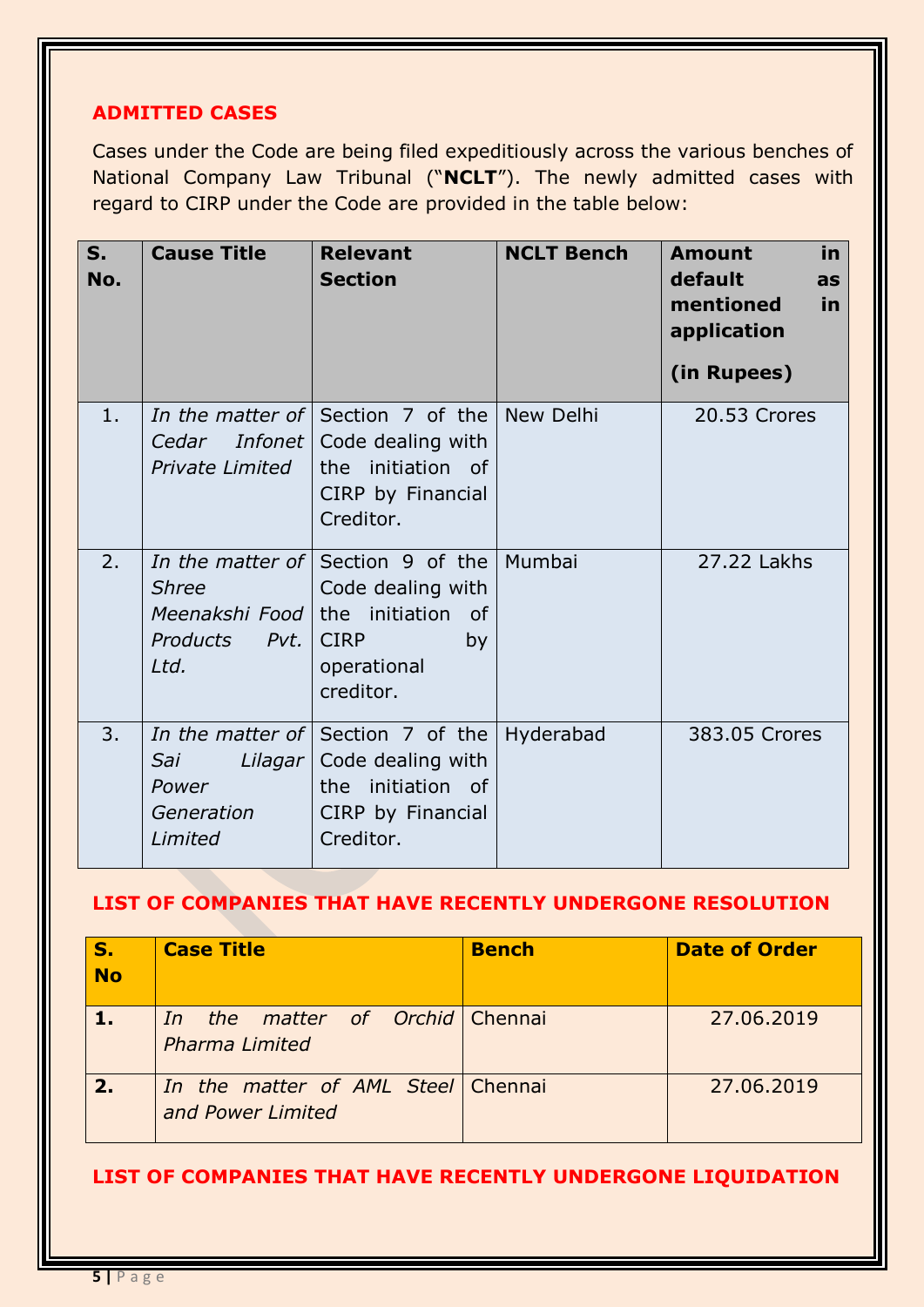## ADMITTED CASES

Cases under the Code are being filed expeditiously across the various benches of National Company Law Tribunal ("**NCLT**"). The newly admitted cases with regard to CIRP under the Code are provided in the table below:

| S. No. | Cause Title | Relevant Section | NCLT Bench | Amount in default as mentioned in application (in Rupees) |
|---|---|---|---|---|
| 1. | *In the matter of Cedar Infonet Private Limited* | Section 7 of the Code dealing with the initiation of CIRP by Financial Creditor. | New Delhi | 20.53 Crores |
| 2. | *In the matter of Shree Meenakshi Food Products Pvt. Ltd.* | Section 9 of the Code dealing with the initiation of CIRP by operational creditor. | Mumbai | 27.22 Lakhs |
| 3. | *In the matter of Sai Lilagar Power Generation Limited* | Section 7 of the Code dealing with the initiation of CIRP by Financial Creditor. | Hyderabad | 383.05 Crores |

## LIST OF COMPANIES THAT HAVE RECENTLY UNDERGONE RESOLUTION

| S. No | Case Title | Bench | Date of Order |
|---|---|---|---|
| **1.** | *In the matter of Orchid Pharma Limited* | Chennai | 27.06.2019 |
| **2.** | *In the matter of AML Steel and Power Limited* | Chennai | 27.06.2019 |

## LIST OF COMPANIES THAT HAVE RECENTLY UNDERGONE LIQUIDATION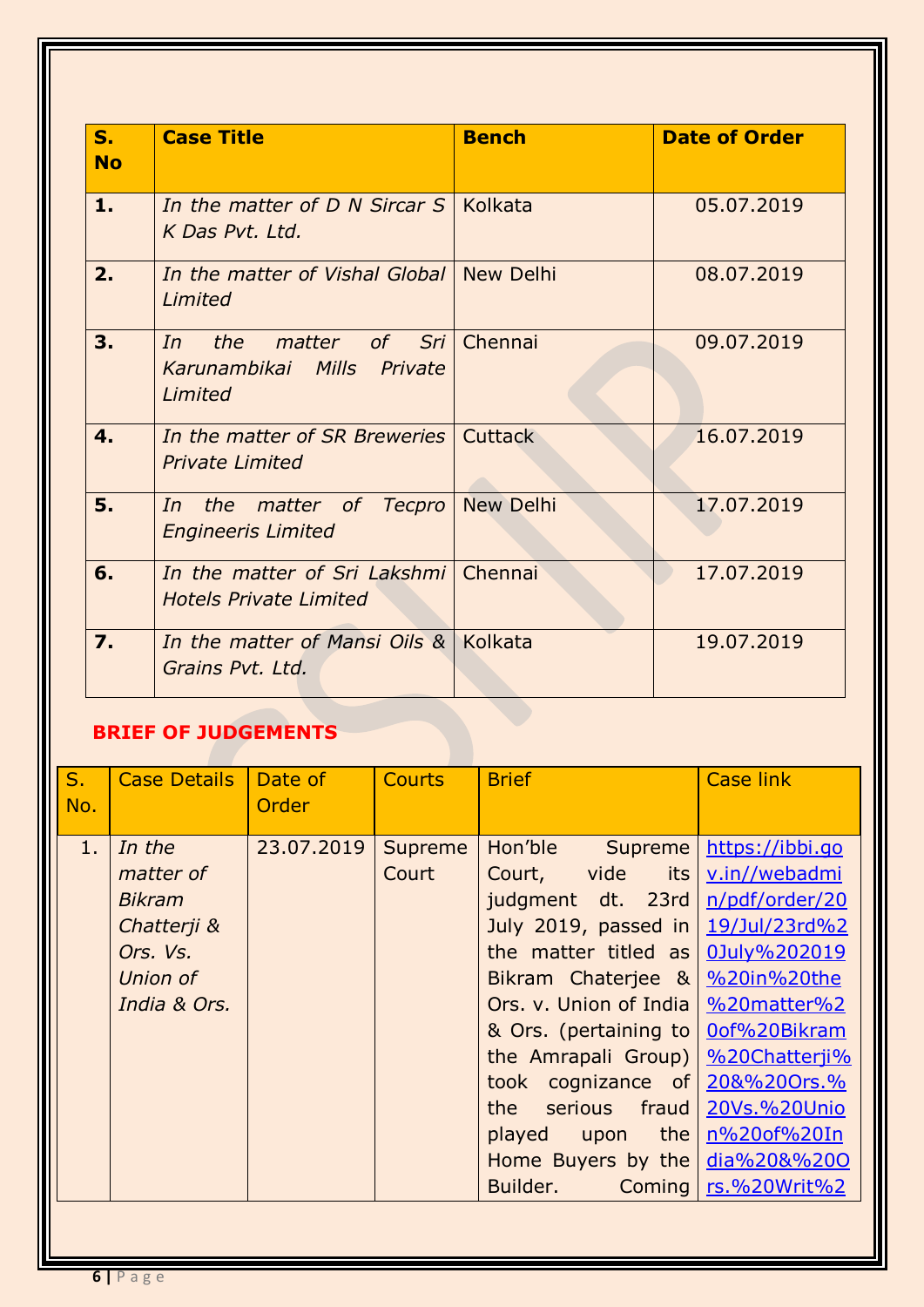| S. No | Case Title | Bench | Date of Order |
|---|---|---|---|
| **1.** | *In the matter of D N Sircar S K Das Pvt. Ltd.* | Kolkata | 05.07.2019 |
| **2.** | *In the matter of Vishal Global Limited* | New Delhi | 08.07.2019 |
| **3.** | *In the matter of Sri Karunambikai Mills Private Limited* | Chennai | 09.07.2019 |
| **4.** | *In the matter of SR Breweries Private Limited* | Cuttack | 16.07.2019 |
| **5.** | *In the matter of Tecpro Engineeris Limited* | New Delhi | 17.07.2019 |
| **6.** | *In the matter of Sri Lakshmi Hotels Private Limited* | Chennai | 17.07.2019 |
| **7.** | *In the matter of Mansi Oils & Grains Pvt. Ltd.* | Kolkata | 19.07.2019 |

## BRIEF OF JUDGEMENTS

| S. No. | Case Details | Date of Order | Courts | Brief | Case link |
|---|---|---|---|---|---|
| 1. | *In the matter of Bikram Chatterji & Ors. Vs. Union of India & Ors.* | 23.07.2019 | Supreme Court | Hon'ble Supreme Court, vide its judgment dt. 23rd July 2019, passed in the matter titled as Bikram Chaterjee & Ors. v. Union of India & Ors. (pertaining to the Amrapali Group) took cognizance of the serious fraud played upon the Home Buyers by the Builder. Coming | https://ibbi.gov.in//webadmin/pdf/order/2019/Jul/23rd%20July%202019%20in%20the%20matter%20of%20Bikram%20Chatterji%20&%20Ors.%20Vs.%20Union%20of%20India%20&%20Ors.%20Writ%2 |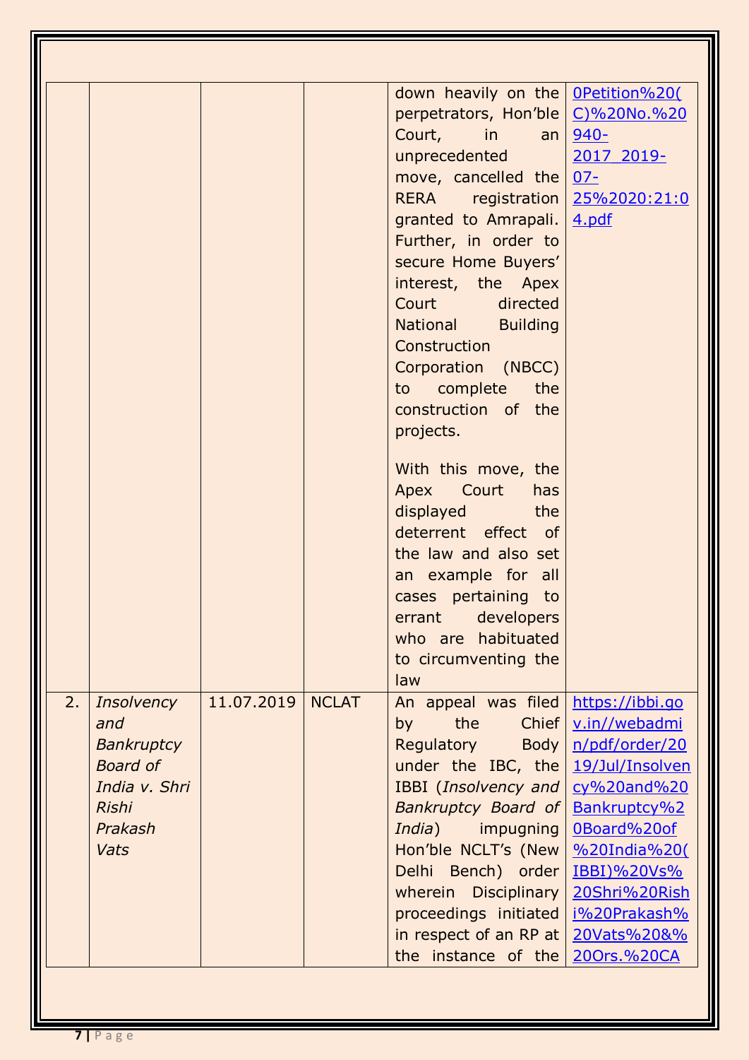| | | | | | |
|---|---|---|---|---|---|
| | | | | down heavily on the perpetrators, Hon'ble Court, in an unprecedented move, cancelled the RERA registration granted to Amrapali. Further, in order to secure Home Buyers' interest, the Apex Court directed National Building Construction Corporation (NBCC) to complete the construction of the projects.<br><br>With this move, the Apex Court has displayed the deterrent effect of the law and also set an example for all cases pertaining to errant developers who are habituated to circumventing the law | 0Petition%20(C)%20No.%20940-2017_2019-07-25%2020:21:04.pdf |
| 2. | *Insolvency and Bankruptcy Board of India v. Shri Rishi Prakash Vats* | 11.07.2019 | NCLAT | An appeal was filed by the Chief Regulatory Body under the IBC, the IBBI (*Insolvency and Bankruptcy Board of India*) impugning Hon'ble NCLT's (New Delhi Bench) order wherein Disciplinary proceedings initiated in respect of an RP at the instance of the | https://ibbi.gov.in//webadmin/pdf/order/2019/Jul/Insolvency%20and%20Bankruptcy%20Board%20of%20India%20(IBBI)%20Vs%20Shri%20Rishi%20Prakash%20Vats%20&%20Ors.%20CA |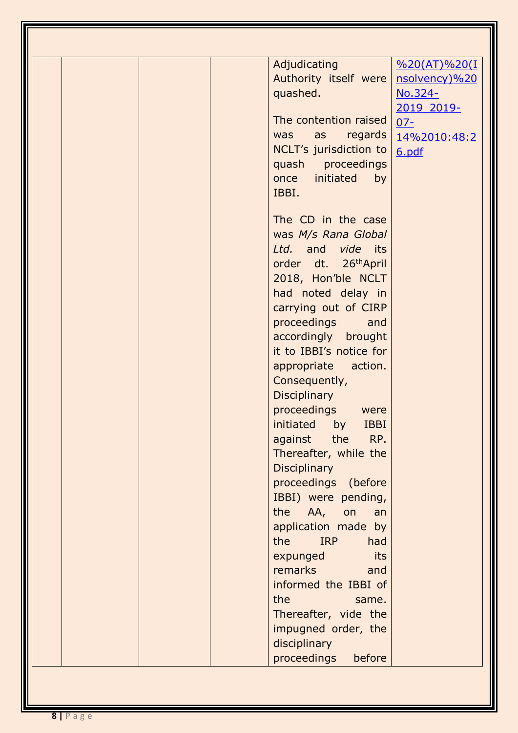|  |  |  |  | Adjudicating Authority itself were quashed.<br><br>The contention raised was as regards NCLT's jurisdiction to quash proceedings once initiated by IBBI.<br><br>The CD in the case was *M/s Rana Global Ltd.* and *vide* its order dt. 26th April 2018, Hon'ble NCLT had noted delay in carrying out of CIRP proceedings and accordingly brought it to IBBI's notice for appropriate action. Consequently, Disciplinary proceedings were initiated by IBBI against the RP. Thereafter, while the Disciplinary proceedings (before IBBI) were pending, the AA, on an application made by the IRP had expunged its remarks and informed the IBBI of the same. Thereafter, vide the impugned order, the disciplinary proceedings before | %20(AT)%20(Insolvency)%20No.324-2019_2019-07-14%2010:48:26.pdf |
|---|---|---|---|---|---|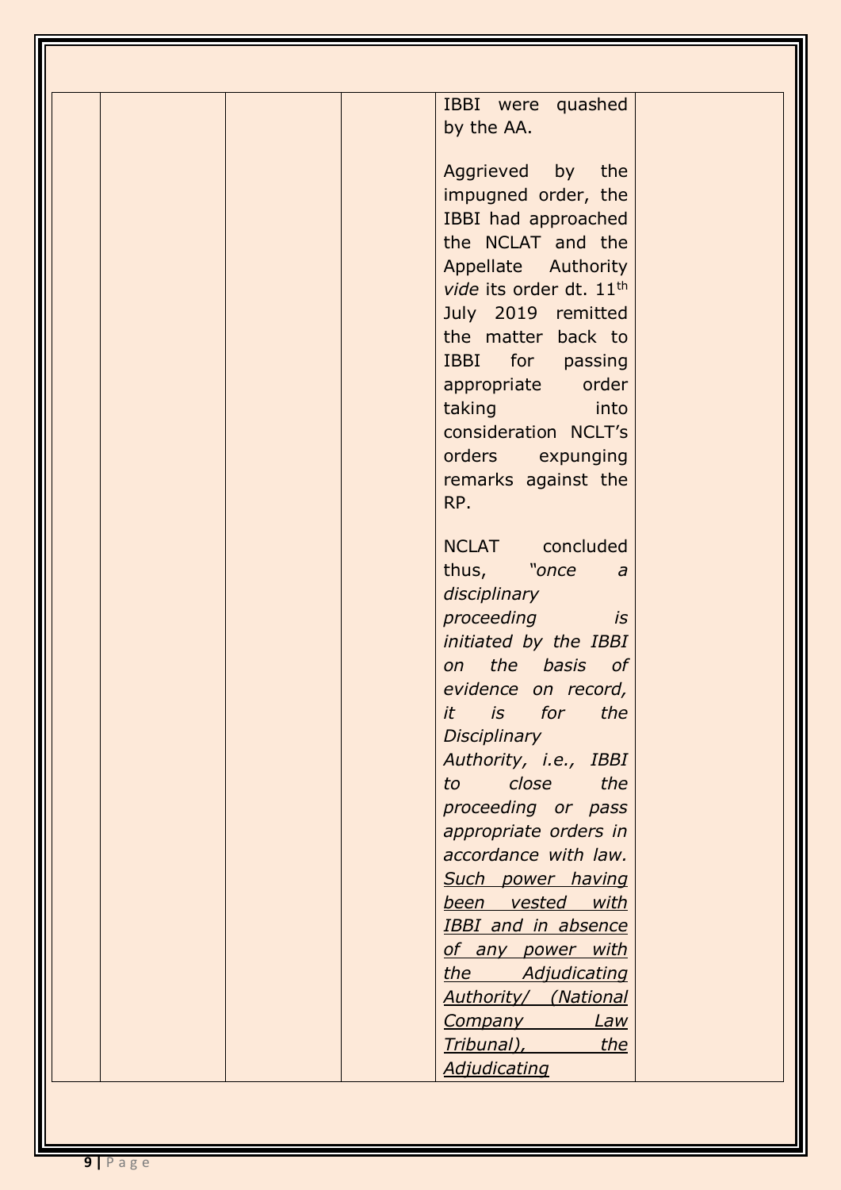|  |  |  |  | IBBI were quashed by the AA.<br><br>Aggrieved by the impugned order, the IBBI had approached the NCLAT and the Appellate Authority *vide* its order dt. 11th July 2019 remitted the matter back to IBBI for passing appropriate order taking into consideration NCLT's orders expunging remarks against the RP.<br><br>NCLAT concluded thus, *"once a disciplinary proceeding is initiated by the IBBI on the basis of evidence on record, it is for the Disciplinary Authority, i.e., IBBI to close the proceeding or pass appropriate orders in accordance with law.* <u>*Such power having been vested with IBBI and in absence of any power with the Adjudicating Authority/ (National Company Law Tribunal), the Adjudicating*</u> |  |
|---|---|---|---|---|---|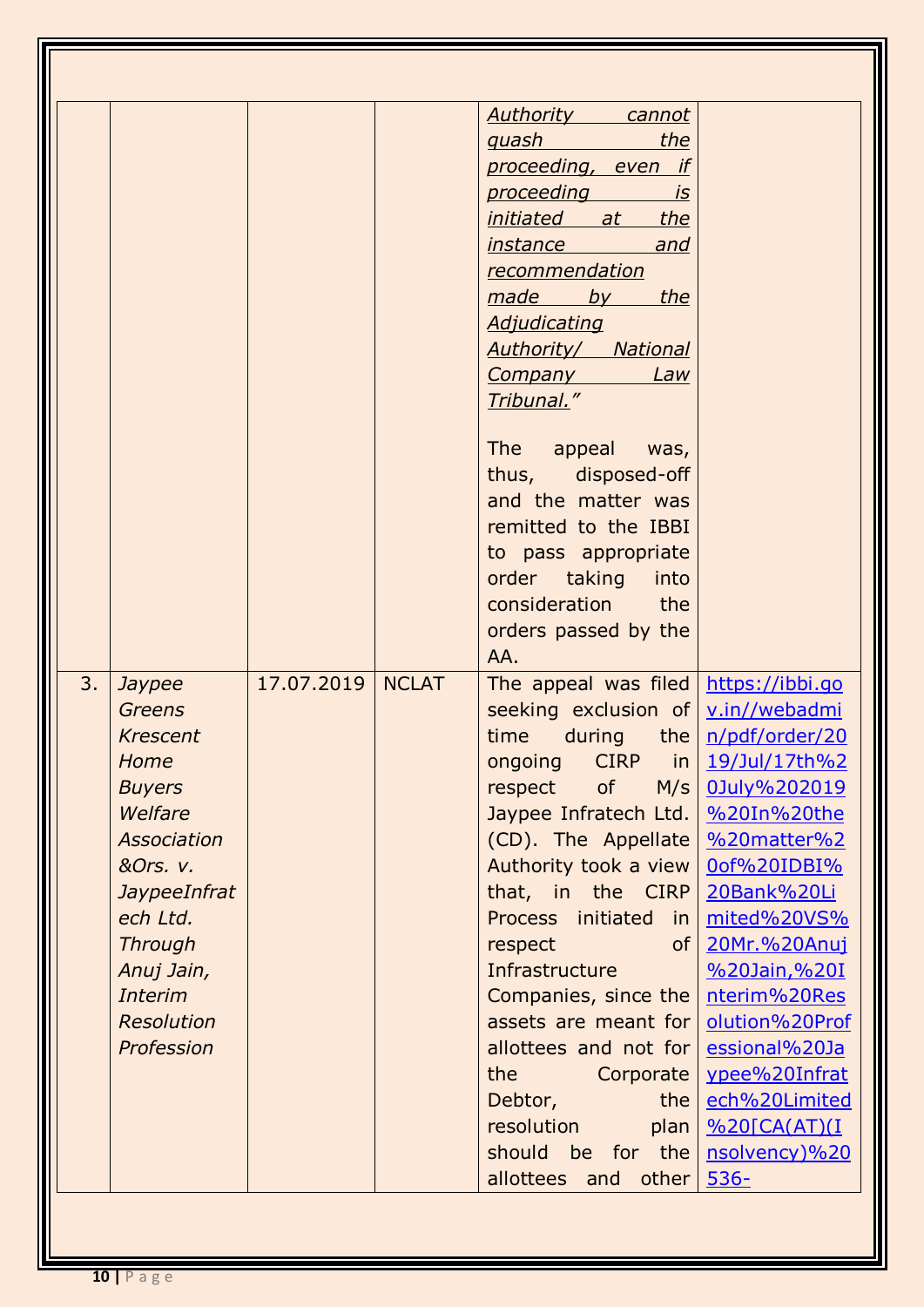| | | | | | |
|---|---|---|---|---|---|
| | | | | *Authority cannot quash the proceeding, even if proceeding is initiated at the instance and recommendation made by the Adjudicating Authority/ National Company Law Tribunal."*<br><br>The appeal was, thus, disposed-off and the matter was remitted to the IBBI to pass appropriate order taking into consideration the orders passed by the AA. | |
| 3. | *Jaypee Greens Krescent Home Buyers Welfare Association &Ors. v. JaypeeInfratech Ltd. Through Anuj Jain, Interim Resolution Profession* | 17.07.2019 | NCLAT | The appeal was filed seeking exclusion of time during the ongoing CIRP in respect of M/s Jaypee Infratech Ltd. (CD). The Appellate Authority took a view that, in the CIRP Process initiated in respect of Infrastructure Companies, since the assets are meant for allottees and not for the Corporate Debtor, the resolution plan should be for the allottees and other | https://ibbi.gov.in//webadmin/pdf/order/2019/Jul/17th%20July%202019%20In%20the%20matter%20of%20IDBI%20Bank%20Limited%20VS%20Mr.%20Anuj%20Jain,%20Interim%20Resolution%20Professional%20Jaypee%20Infratech%20Limited%20[CA(AT)(Insolvency)%20536- |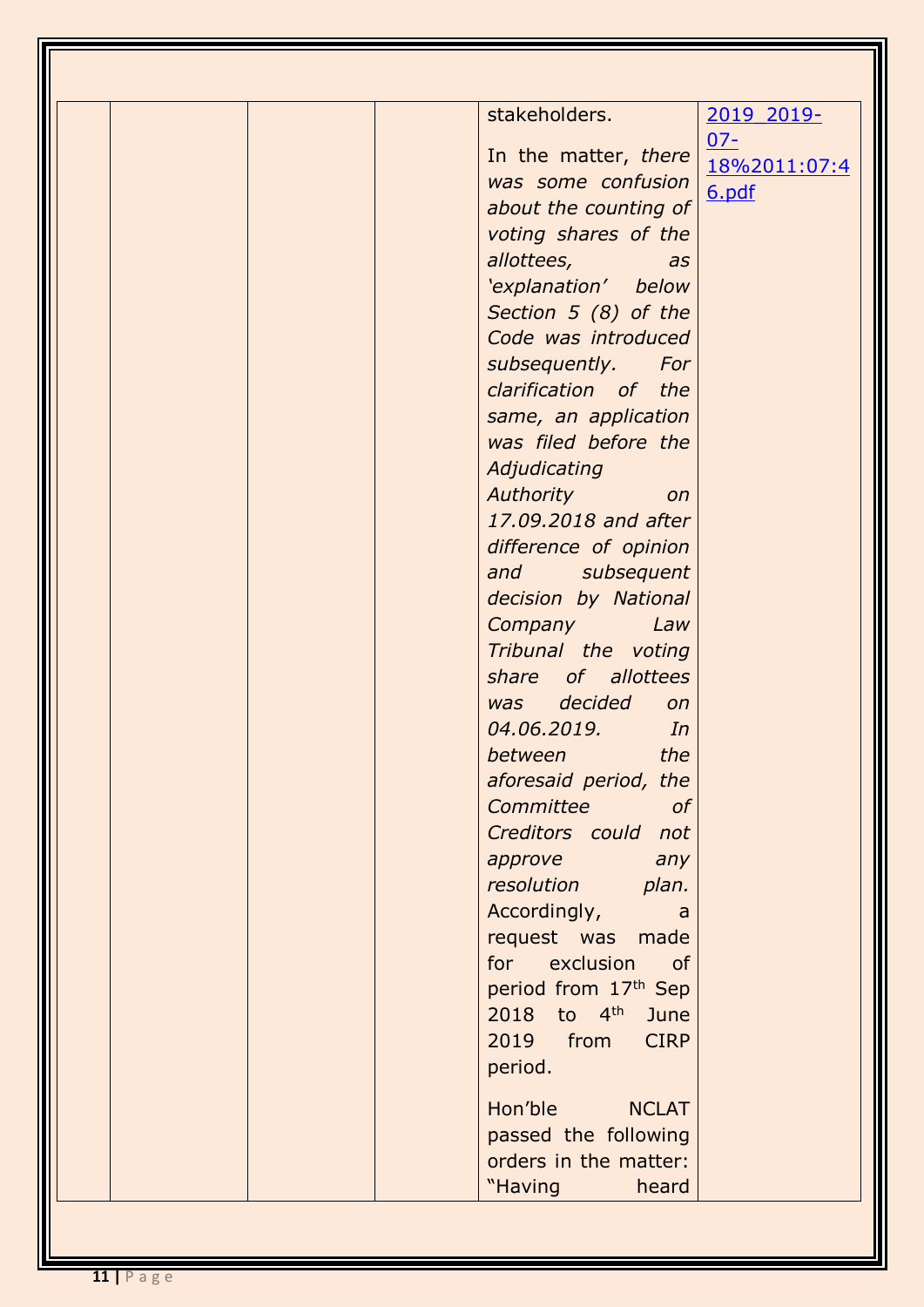|  |  |  |  | stakeholders.<br><br>In the matter, *there was some confusion about the counting of voting shares of the allottees, as 'explanation' below Section 5 (8) of the Code was introduced subsequently. For clarification of the same, an application was filed before the Adjudicating Authority on 17.09.2018 and after difference of opinion and subsequent decision by National Company Law Tribunal the voting share of allottees was decided on 04.06.2019. In between the aforesaid period, the Committee of Creditors could not approve any resolution plan.* Accordingly, a request was made for exclusion of period from 17th Sep 2018 to 4th June 2019 from CIRP period.<br><br>Hon'ble NCLAT passed the following orders in the matter: "Having heard | 2019_2019-07-18%2011:07:46.pdf |
|---|---|---|---|---|---|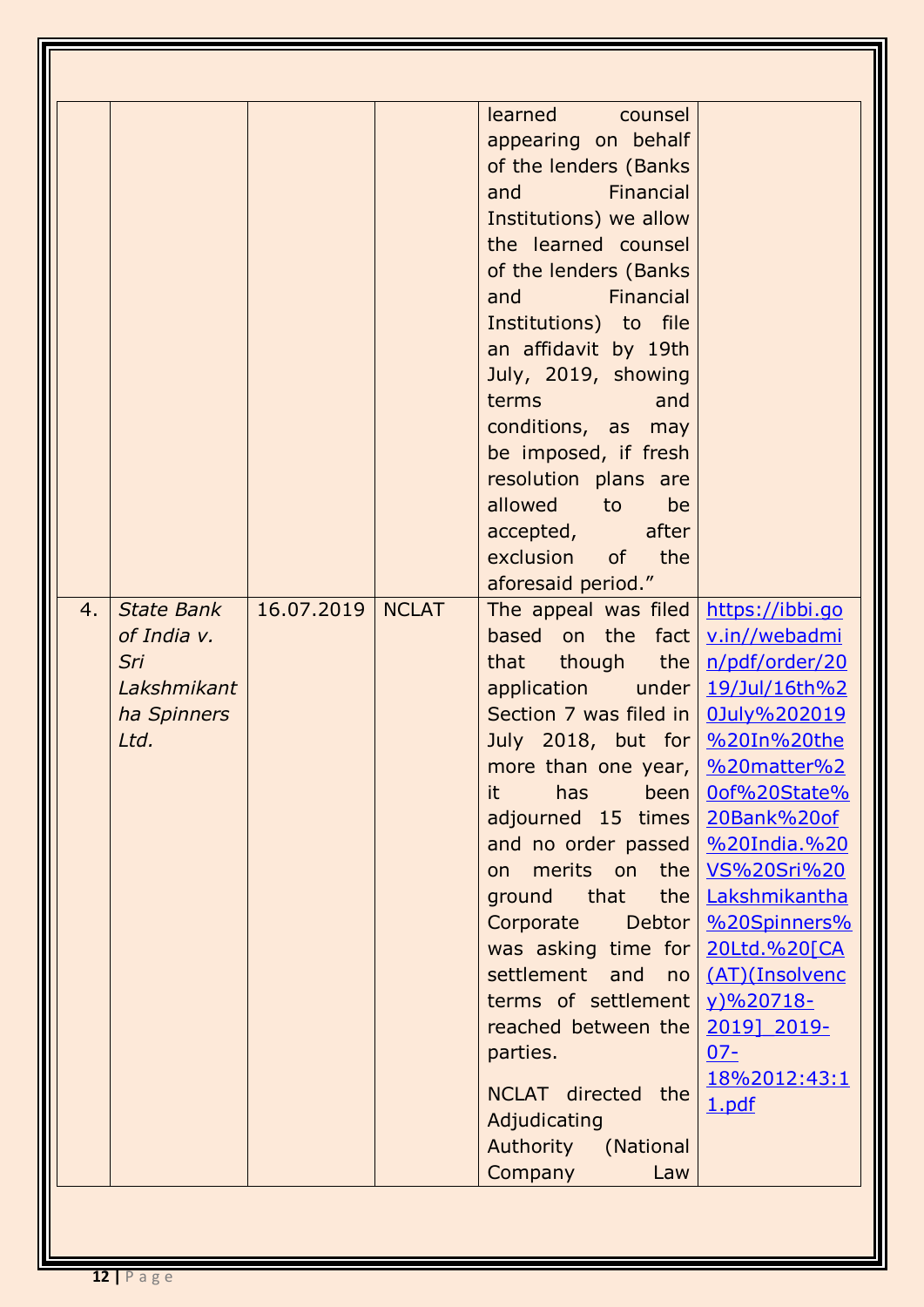| | | | | | |
|---|---|---|---|---|---|
| | | | | learned counsel appearing on behalf of the lenders (Banks and Financial Institutions) we allow the learned counsel of the lenders (Banks and Financial Institutions) to file an affidavit by 19th July, 2019, showing terms and conditions, as may be imposed, if fresh resolution plans are allowed to be accepted, after exclusion of the aforesaid period." | |
| 4. | *State Bank of India v. Sri Lakshmikantha Spinners Ltd.* | 16.07.2019 | NCLAT | The appeal was filed based on the fact that though the application under Section 7 was filed in July 2018, but for more than one year, it has been adjourned 15 times and no order passed on merits on the ground that the Corporate Debtor was asking time for settlement and no terms of settlement reached between the parties.<br><br>NCLAT directed the Adjudicating Authority (National Company Law | [https://ibbi.gov.in//webadmin/pdf/order/2019/Jul/16th%20July%202019%20In%20the%20matter%20of%20State%20Bank%20of%20India.%20VS%20Sri%20Lakshmikantha%20Spinners%20Ltd.%20[CA(AT)(Insolvency)%20718-2019]_2019-07-18%2012:43:11.pdf](https://ibbi.gov.in//webadmin/pdf/order/2019/Jul/16th%20July%202019%20In%20the%20matter%20of%20State%20Bank%20of%20India.%20VS%20Sri%20Lakshmikantha%20Spinners%20Ltd.%20[CA(AT)(Insolvency)%20718-2019]_2019-07-18%2012:43:11.pdf) |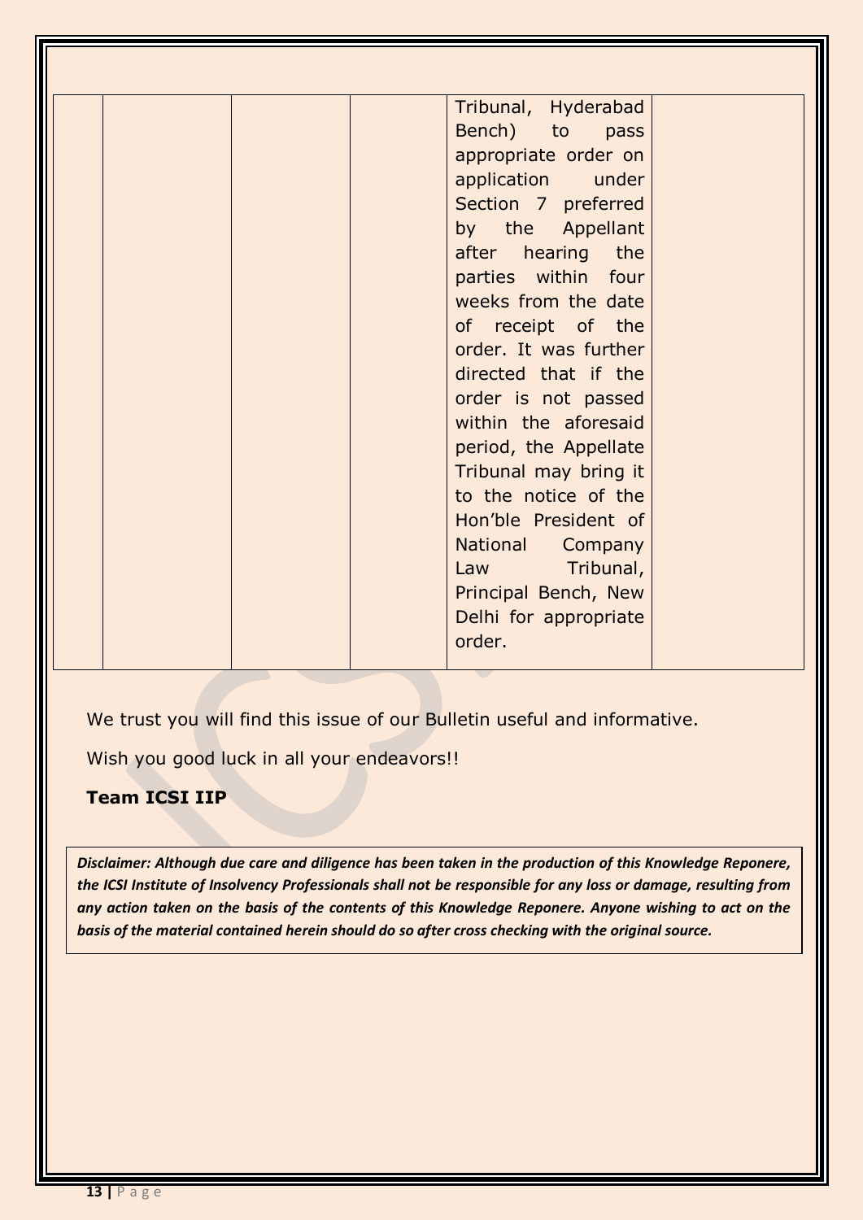| | | | | | |
|---|---|---|---|---|---|
| | | | | Tribunal, Hyderabad Bench) to pass appropriate order on application under Section 7 preferred by the Appellant after hearing the parties within four weeks from the date of receipt of the order. It was further directed that if the order is not passed within the aforesaid period, the Appellate Tribunal may bring it to the notice of the Hon'ble President of National Company Law Tribunal, Principal Bench, New Delhi for appropriate order. | |

We trust you will find this issue of our Bulletin useful and informative.

Wish you good luck in all your endeavors!!

**Team ICSI IIP**

***Disclaimer: Although due care and diligence has been taken in the production of this Knowledge Reponere, the ICSI Institute of Insolvency Professionals shall not be responsible for any loss or damage, resulting from any action taken on the basis of the contents of this Knowledge Reponere. Anyone wishing to act on the basis of the material contained herein should do so after cross checking with the original source.***